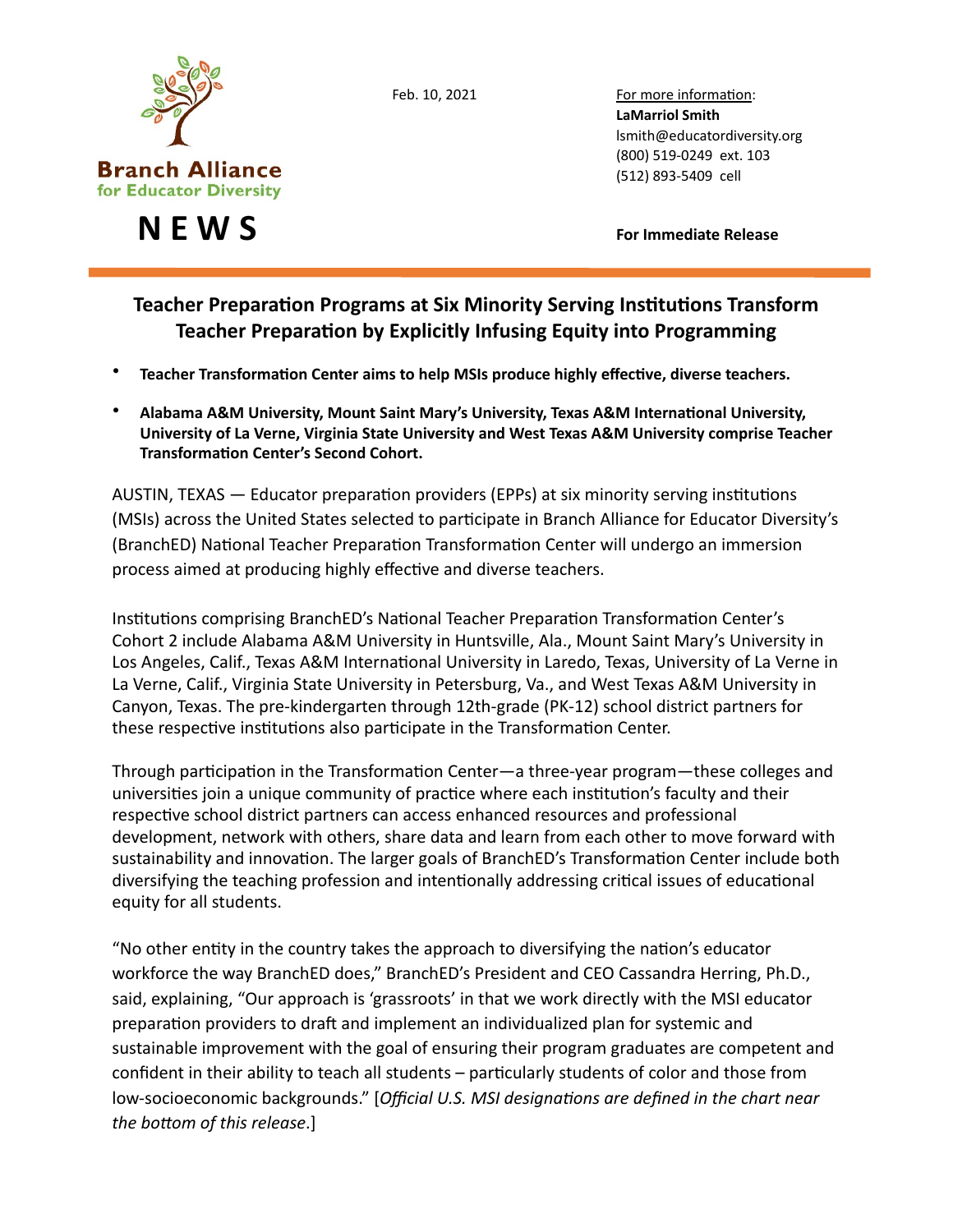**Branch Alliance for Educator Diversity**

# NEWS

Feb. 10, 2021

For more information:
**LaMarriol Smith**
lsmith@educatordiversity.org
(800) 519-0249 ext. 103
(512) 893-5409 cell

**For Immediate Release**

## Teacher Preparation Programs at Six Minority Serving Institutions Transform Teacher Preparation by Explicitly Infusing Equity into Programming

- **Teacher Transformation Center aims to help MSIs produce highly effective, diverse teachers.**
- **Alabama A&M University, Mount Saint Mary's University, Texas A&M International University, University of La Verne, Virginia State University and West Texas A&M University comprise Teacher Transformation Center's Second Cohort.**

AUSTIN, TEXAS — Educator preparation providers (EPPs) at six minority serving institutions (MSIs) across the United States selected to participate in Branch Alliance for Educator Diversity's (BranchED) National Teacher Preparation Transformation Center will undergo an immersion process aimed at producing highly effective and diverse teachers.

Institutions comprising BranchED's National Teacher Preparation Transformation Center's Cohort 2 include Alabama A&M University in Huntsville, Ala., Mount Saint Mary's University in Los Angeles, Calif., Texas A&M International University in Laredo, Texas, University of La Verne in La Verne, Calif., Virginia State University in Petersburg, Va., and West Texas A&M University in Canyon, Texas. The pre-kindergarten through 12th-grade (PK-12) school district partners for these respective institutions also participate in the Transformation Center.

Through participation in the Transformation Center—a three-year program—these colleges and universities join a unique community of practice where each institution's faculty and their respective school district partners can access enhanced resources and professional development, network with others, share data and learn from each other to move forward with sustainability and innovation. The larger goals of BranchED's Transformation Center include both diversifying the teaching profession and intentionally addressing critical issues of educational equity for all students.

"No other entity in the country takes the approach to diversifying the nation's educator workforce the way BranchED does," BranchED's President and CEO Cassandra Herring, Ph.D., said, explaining, "Our approach is 'grassroots' in that we work directly with the MSI educator preparation providers to draft and implement an individualized plan for systemic and sustainable improvement with the goal of ensuring their program graduates are competent and confident in their ability to teach all students – particularly students of color and those from low-socioeconomic backgrounds." [*Official U.S. MSI designations are defined in the chart near the bottom of this release*.]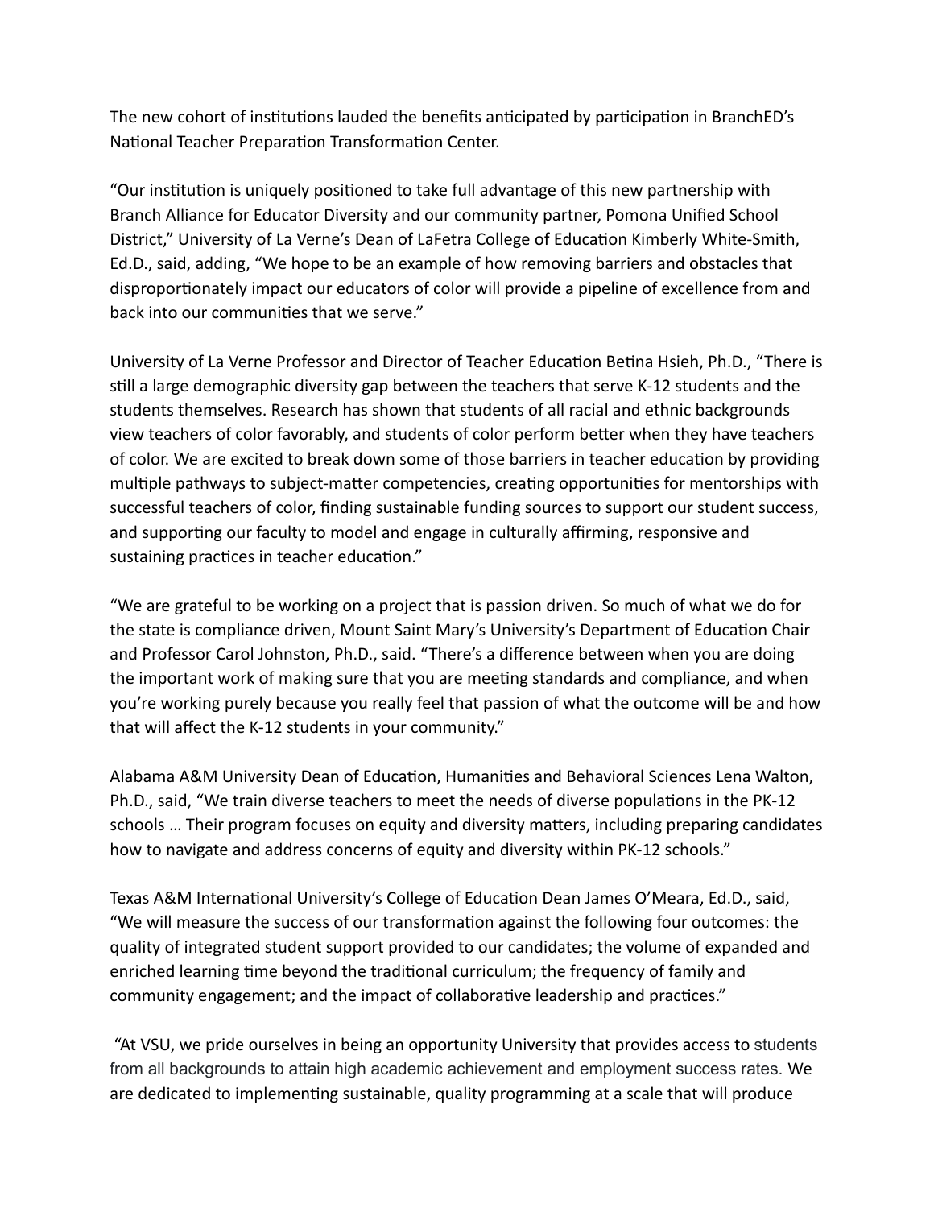The new cohort of institutions lauded the benefits anticipated by participation in BranchED's National Teacher Preparation Transformation Center.

"Our institution is uniquely positioned to take full advantage of this new partnership with Branch Alliance for Educator Diversity and our community partner, Pomona Unified School District," University of La Verne's Dean of LaFetra College of Education Kimberly White-Smith, Ed.D., said, adding, "We hope to be an example of how removing barriers and obstacles that disproportionately impact our educators of color will provide a pipeline of excellence from and back into our communities that we serve."

University of La Verne Professor and Director of Teacher Education Betina Hsieh, Ph.D., "There is still a large demographic diversity gap between the teachers that serve K-12 students and the students themselves. Research has shown that students of all racial and ethnic backgrounds view teachers of color favorably, and students of color perform better when they have teachers of color. We are excited to break down some of those barriers in teacher education by providing multiple pathways to subject-matter competencies, creating opportunities for mentorships with successful teachers of color, finding sustainable funding sources to support our student success, and supporting our faculty to model and engage in culturally affirming, responsive and sustaining practices in teacher education."

"We are grateful to be working on a project that is passion driven. So much of what we do for the state is compliance driven, Mount Saint Mary's University's Department of Education Chair and Professor Carol Johnston, Ph.D., said. "There's a difference between when you are doing the important work of making sure that you are meeting standards and compliance, and when you're working purely because you really feel that passion of what the outcome will be and how that will affect the K-12 students in your community."

Alabama A&M University Dean of Education, Humanities and Behavioral Sciences Lena Walton, Ph.D., said, "We train diverse teachers to meet the needs of diverse populations in the PK-12 schools … Their program focuses on equity and diversity matters, including preparing candidates how to navigate and address concerns of equity and diversity within PK-12 schools."

Texas A&M International University's College of Education Dean James O'Meara, Ed.D., said, "We will measure the success of our transformation against the following four outcomes: the quality of integrated student support provided to our candidates; the volume of expanded and enriched learning time beyond the traditional curriculum; the frequency of family and community engagement; and the impact of collaborative leadership and practices."

"At VSU, we pride ourselves in being an opportunity University that provides access to students from all backgrounds to attain high academic achievement and employment success rates. We are dedicated to implementing sustainable, quality programming at a scale that will produce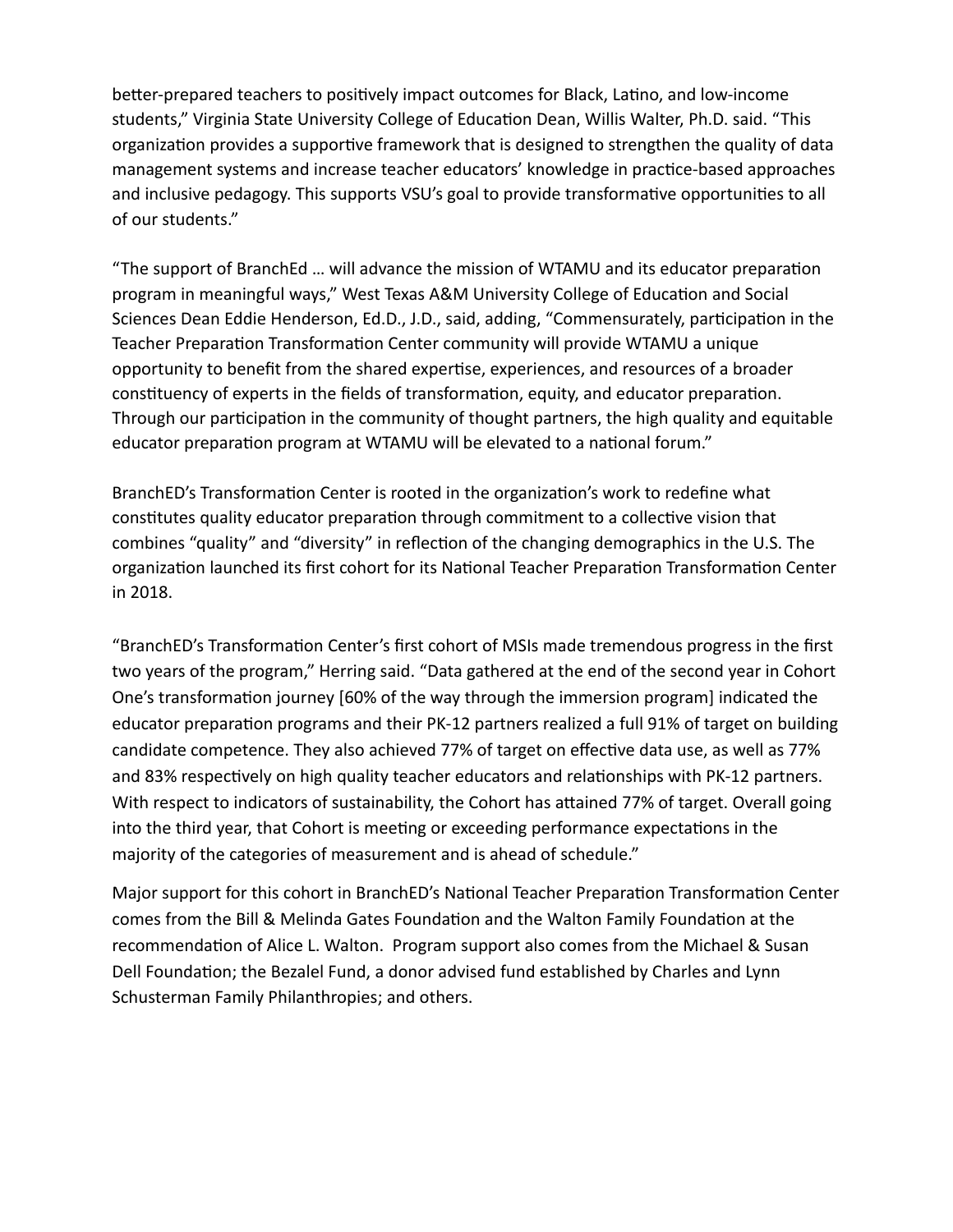better-prepared teachers to positively impact outcomes for Black, Latino, and low-income students," Virginia State University College of Education Dean, Willis Walter, Ph.D. said. "This organization provides a supportive framework that is designed to strengthen the quality of data management systems and increase teacher educators' knowledge in practice-based approaches and inclusive pedagogy. This supports VSU's goal to provide transformative opportunities to all of our students."

"The support of BranchEd … will advance the mission of WTAMU and its educator preparation program in meaningful ways," West Texas A&M University College of Education and Social Sciences Dean Eddie Henderson, Ed.D., J.D., said, adding, "Commensurately, participation in the Teacher Preparation Transformation Center community will provide WTAMU a unique opportunity to benefit from the shared expertise, experiences, and resources of a broader constituency of experts in the fields of transformation, equity, and educator preparation. Through our participation in the community of thought partners, the high quality and equitable educator preparation program at WTAMU will be elevated to a national forum."

BranchED's Transformation Center is rooted in the organization's work to redefine what constitutes quality educator preparation through commitment to a collective vision that combines "quality" and "diversity" in reflection of the changing demographics in the U.S. The organization launched its first cohort for its National Teacher Preparation Transformation Center in 2018.

"BranchED's Transformation Center's first cohort of MSIs made tremendous progress in the first two years of the program," Herring said. "Data gathered at the end of the second year in Cohort One's transformation journey [60% of the way through the immersion program] indicated the educator preparation programs and their PK-12 partners realized a full 91% of target on building candidate competence. They also achieved 77% of target on effective data use, as well as 77% and 83% respectively on high quality teacher educators and relationships with PK-12 partners. With respect to indicators of sustainability, the Cohort has attained 77% of target. Overall going into the third year, that Cohort is meeting or exceeding performance expectations in the majority of the categories of measurement and is ahead of schedule."

Major support for this cohort in BranchED's National Teacher Preparation Transformation Center comes from the Bill & Melinda Gates Foundation and the Walton Family Foundation at the recommendation of Alice L. Walton. Program support also comes from the Michael & Susan Dell Foundation; the Bezalel Fund, a donor advised fund established by Charles and Lynn Schusterman Family Philanthropies; and others.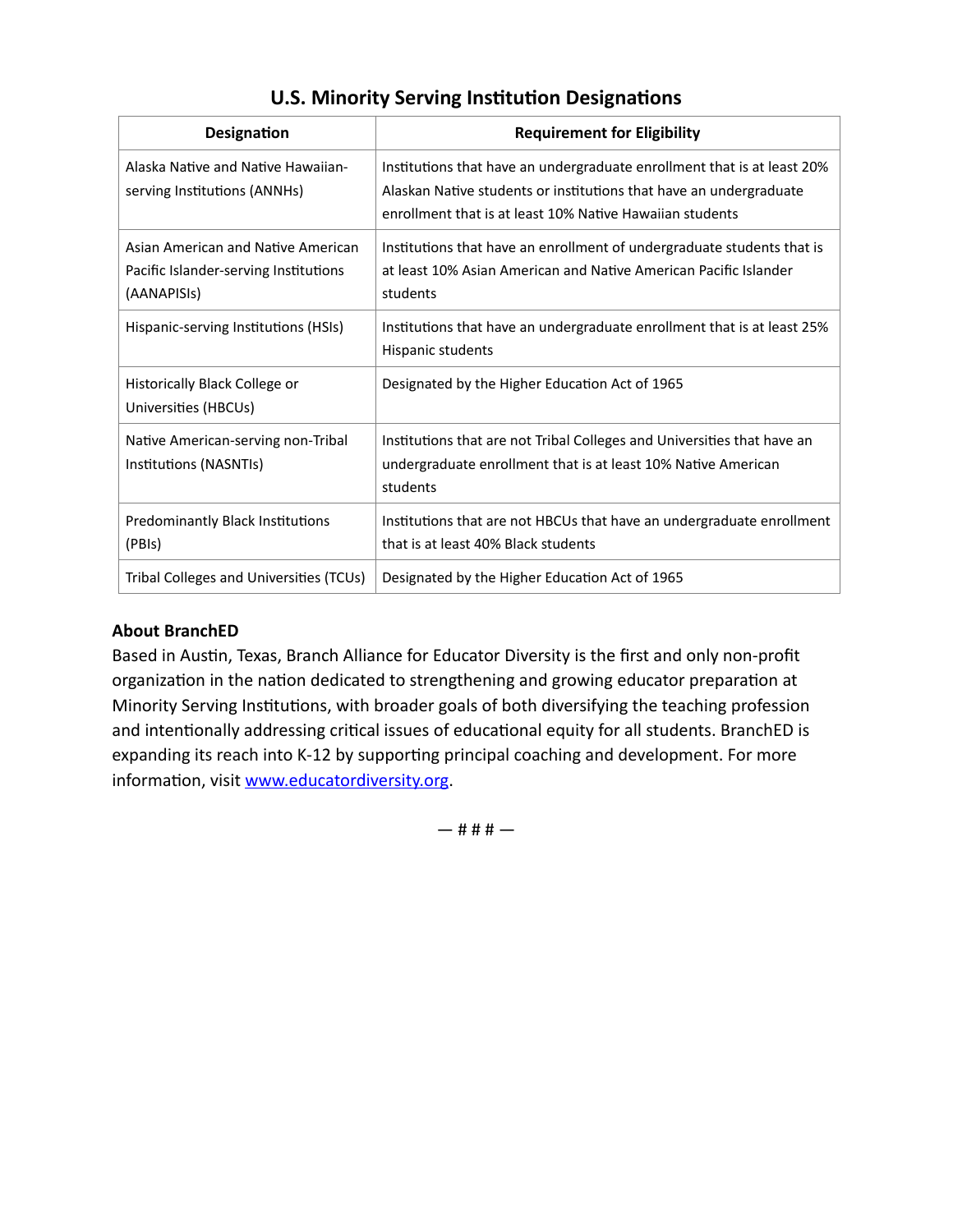## U.S. Minority Serving Institution Designations

| Designation | Requirement for Eligibility |
|---|---|
| Alaska Native and Native Hawaiian-serving Institutions (ANNHs) | Institutions that have an undergraduate enrollment that is at least 20% Alaskan Native students or institutions that have an undergraduate enrollment that is at least 10% Native Hawaiian students |
| Asian American and Native American Pacific Islander-serving Institutions (AANAPISIs) | Institutions that have an enrollment of undergraduate students that is at least 10% Asian American and Native American Pacific Islander students |
| Hispanic-serving Institutions (HSIs) | Institutions that have an undergraduate enrollment that is at least 25% Hispanic students |
| Historically Black College or Universities (HBCUs) | Designated by the Higher Education Act of 1965 |
| Native American-serving non-Tribal Institutions (NASNTIs) | Institutions that are not Tribal Colleges and Universities that have an undergraduate enrollment that is at least 10% Native American students |
| Predominantly Black Institutions (PBIs) | Institutions that are not HBCUs that have an undergraduate enrollment that is at least 40% Black students |
| Tribal Colleges and Universities (TCUs) | Designated by the Higher Education Act of 1965 |

**About BranchED**

Based in Austin, Texas, Branch Alliance for Educator Diversity is the first and only non-profit organization in the nation dedicated to strengthening and growing educator preparation at Minority Serving Institutions, with broader goals of both diversifying the teaching profession and intentionally addressing critical issues of educational equity for all students. BranchED is expanding its reach into K-12 by supporting principal coaching and development. For more information, visit [www.educatordiversity.org](http://www.educatordiversity.org).

— # # # —